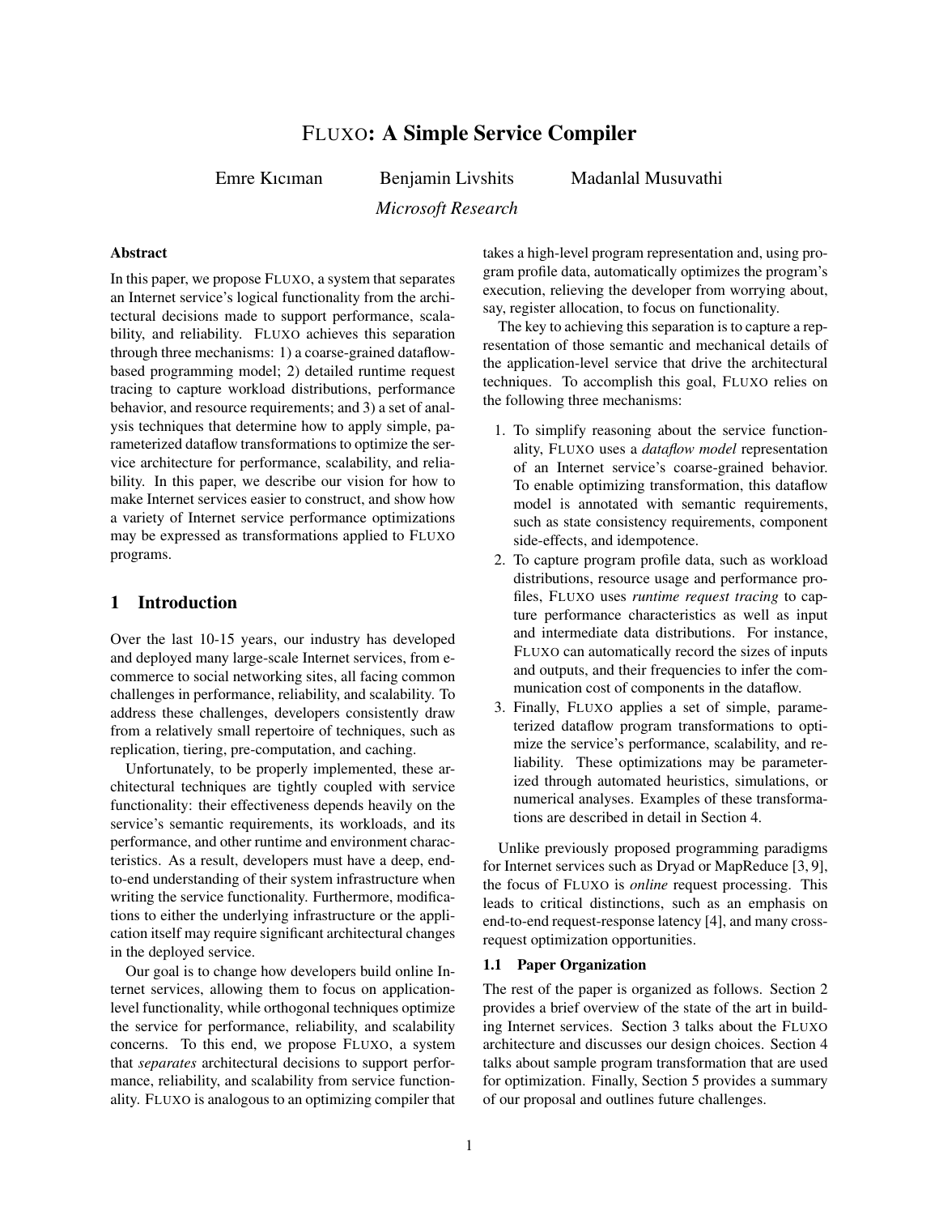# FLUXO: A Simple Service Compiler

Emre Kıcıman    Benjamin Livshits    Madanlal Musuvathi

*Microsoft Research*

## Abstract

In this paper, we propose FLUXO, a system that separates an Internet service's logical functionality from the architectural decisions made to support performance, scalability, and reliability. FLUXO achieves this separation through three mechanisms: 1) a coarse-grained dataflow-based programming model; 2) detailed runtime request tracing to capture workload distributions, performance behavior, and resource requirements; and 3) a set of analysis techniques that determine how to apply simple, parameterized dataflow transformations to optimize the service architecture for performance, scalability, and reliability. In this paper, we describe our vision for how to make Internet services easier to construct, and show how a variety of Internet service performance optimizations may be expressed as transformations applied to FLUXO programs.

## 1 Introduction

Over the last 10-15 years, our industry has developed and deployed many large-scale Internet services, from e-commerce to social networking sites, all facing common challenges in performance, reliability, and scalability. To address these challenges, developers consistently draw from a relatively small repertoire of techniques, such as replication, tiering, pre-computation, and caching.

Unfortunately, to be properly implemented, these architectural techniques are tightly coupled with service functionality: their effectiveness depends heavily on the service's semantic requirements, its workloads, and its performance, and other runtime and environment characteristics. As a result, developers must have a deep, end-to-end understanding of their system infrastructure when writing the service functionality. Furthermore, modifications to either the underlying infrastructure or the application itself may require significant architectural changes in the deployed service.

Our goal is to change how developers build online Internet services, allowing them to focus on application-level functionality, while orthogonal techniques optimize the service for performance, reliability, and scalability concerns. To this end, we propose FLUXO, a system that *separates* architectural decisions to support performance, reliability, and scalability from service functionality. FLUXO is analogous to an optimizing compiler that takes a high-level program representation and, using program profile data, automatically optimizes the program's execution, relieving the developer from worrying about, say, register allocation, to focus on functionality.

The key to achieving this separation is to capture a representation of those semantic and mechanical details of the application-level service that drive the architectural techniques. To accomplish this goal, FLUXO relies on the following three mechanisms:

1. To simplify reasoning about the service functionality, FLUXO uses a *dataflow model* representation of an Internet service's coarse-grained behavior. To enable optimizing transformation, this dataflow model is annotated with semantic requirements, such as state consistency requirements, component side-effects, and idempotence.
2. To capture program profile data, such as workload distributions, resource usage and performance profiles, FLUXO uses *runtime request tracing* to capture performance characteristics as well as input and intermediate data distributions. For instance, FLUXO can automatically record the sizes of inputs and outputs, and their frequencies to infer the communication cost of components in the dataflow.
3. Finally, FLUXO applies a set of simple, parameterized dataflow program transformations to optimize the service's performance, scalability, and reliability. These optimizations may be parameterized through automated heuristics, simulations, or numerical analyses. Examples of these transformations are described in detail in Section 4.

Unlike previously proposed programming paradigms for Internet services such as Dryad or MapReduce [3, 9], the focus of FLUXO is *online* request processing. This leads to critical distinctions, such as an emphasis on end-to-end request-response latency [4], and many cross-request optimization opportunities.

### 1.1 Paper Organization

The rest of the paper is organized as follows. Section 2 provides a brief overview of the state of the art in building Internet services. Section 3 talks about the FLUXO architecture and discusses our design choices. Section 4 talks about sample program transformation that are used for optimization. Finally, Section 5 provides a summary of our proposal and outlines future challenges.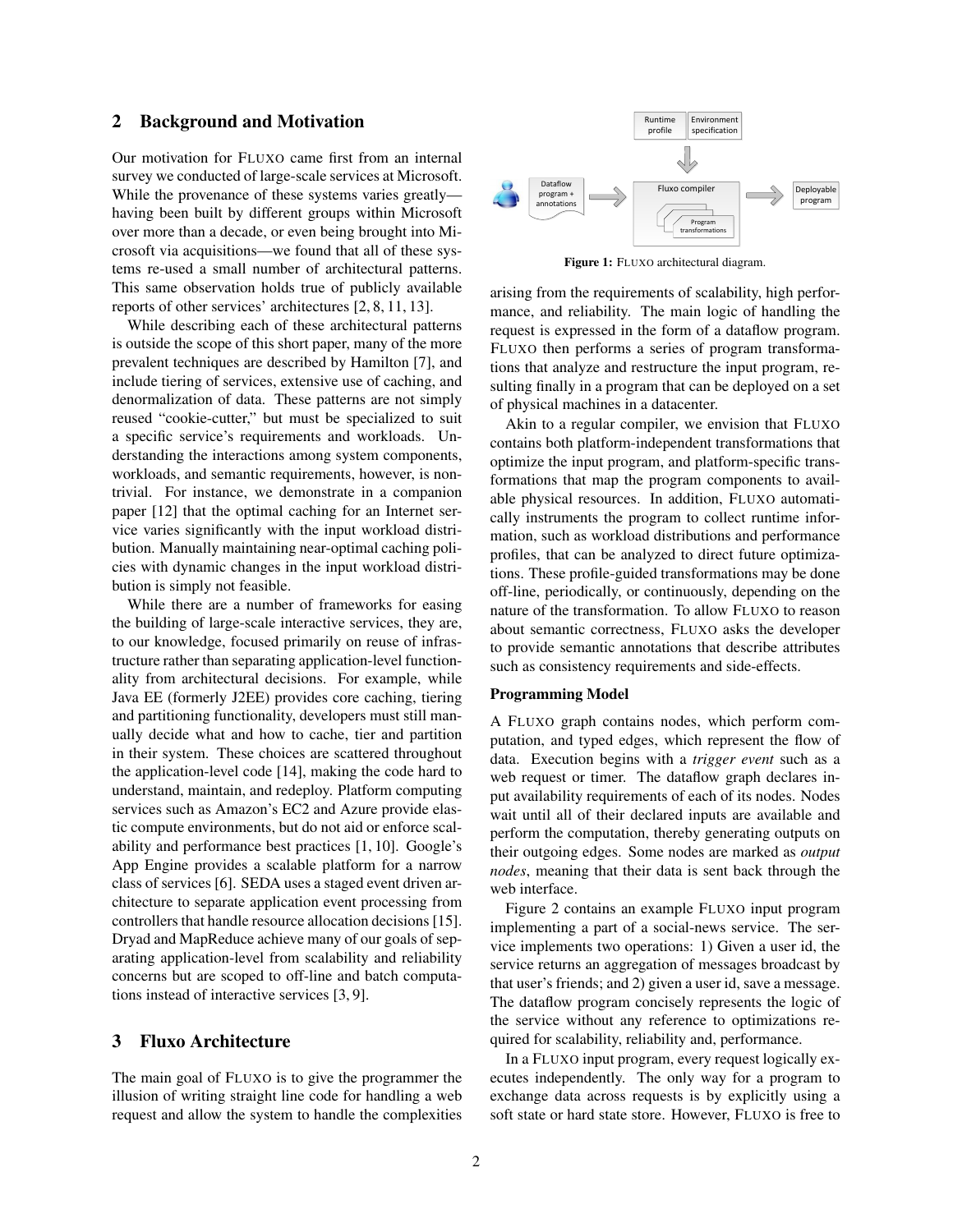## 2 Background and Motivation

Our motivation for FLUXO came first from an internal survey we conducted of large-scale services at Microsoft. While the provenance of these systems varies greatly—having been built by different groups within Microsoft over more than a decade, or even being brought into Microsoft via acquisitions—we found that all of these systems re-used a small number of architectural patterns. This same observation holds true of publicly available reports of other services' architectures [2, 8, 11, 13].

While describing each of these architectural patterns is outside the scope of this short paper, many of the more prevalent techniques are described by Hamilton [7], and include tiering of services, extensive use of caching, and denormalization of data. These patterns are not simply reused "cookie-cutter," but must be specialized to suit a specific service's requirements and workloads. Understanding the interactions among system components, workloads, and semantic requirements, however, is non-trivial. For instance, we demonstrate in a companion paper [12] that the optimal caching for an Internet service varies significantly with the input workload distribution. Manually maintaining near-optimal caching policies with dynamic changes in the input workload distribution is simply not feasible.

While there are a number of frameworks for easing the building of large-scale interactive services, they are, to our knowledge, focused primarily on reuse of infrastructure rather than separating application-level functionality from architectural decisions. For example, while Java EE (formerly J2EE) provides core caching, tiering and partitioning functionality, developers must still manually decide what and how to cache, tier and partition in their system. These choices are scattered throughout the application-level code [14], making the code hard to understand, maintain, and redeploy. Platform computing services such as Amazon's EC2 and Azure provide elastic compute environments, but do not aid or enforce scalability and performance best practices [1, 10]. Google's App Engine provides a scalable platform for a narrow class of services [6]. SEDA uses a staged event driven architecture to separate application event processing from controllers that handle resource allocation decisions [15]. Dryad and MapReduce achieve many of our goals of separating application-level from scalability and reliability concerns but are scoped to off-line and batch computations instead of interactive services [3, 9].

## 3 Fluxo Architecture

The main goal of FLUXO is to give the programmer the illusion of writing straight line code for handling a web request and allow the system to handle the complexities arising from the requirements of scalability, high performance, and reliability. The main logic of handling the request is expressed in the form of a dataflow program. FLUXO then performs a series of program transformations that analyze and restructure the input program, resulting finally in a program that can be deployed on a set of physical machines in a datacenter.

Runtime profile | Environment specification

Dataflow program + annotations → Fluxo compiler (Program transformations) → Deployable program

**Figure 1:** FLUXO architectural diagram.

Akin to a regular compiler, we envision that FLUXO contains both platform-independent transformations that optimize the input program, and platform-specific transformations that map the program components to available physical resources. In addition, FLUXO automatically instruments the program to collect runtime information, such as workload distributions and performance profiles, that can be analyzed to direct future optimizations. These profile-guided transformations may be done off-line, periodically, or continuously, depending on the nature of the transformation. To allow FLUXO to reason about semantic correctness, FLUXO asks the developer to provide semantic annotations that describe attributes such as consistency requirements and side-effects.

**Programming Model**

A FLUXO graph contains nodes, which perform computation, and typed edges, which represent the flow of data. Execution begins with a *trigger event* such as a web request or timer. The dataflow graph declares input availability requirements of each of its nodes. Nodes wait until all of their declared inputs are available and perform the computation, thereby generating outputs on their outgoing edges. Some nodes are marked as *output nodes*, meaning that their data is sent back through the web interface.

Figure 2 contains an example FLUXO input program implementing a part of a social-news service. The service implements two operations: 1) Given a user id, the service returns an aggregation of messages broadcast by that user's friends; and 2) given a user id, save a message. The dataflow program concisely represents the logic of the service without any reference to optimizations required for scalability, reliability and, performance.

In a FLUXO input program, every request logically executes independently. The only way for a program to exchange data across requests is by explicitly using a soft state or hard state store. However, FLUXO is free to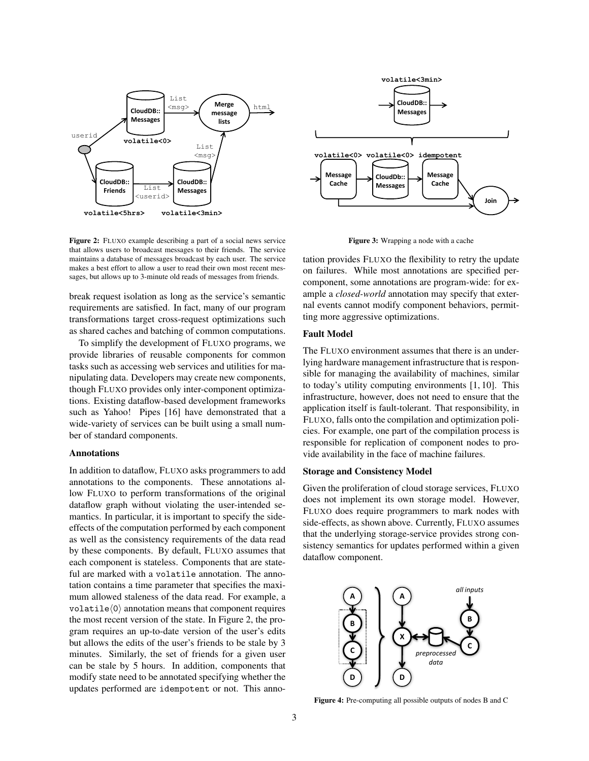Figure 2: FLUXO example describing a part of a social news service that allows users to broadcast messages to their friends. The service maintains a database of messages broadcast by each user. The service makes a best effort to allow a user to read their own most recent messages, but allows up to 3-minute old reads of messages from friends.

Figure 3: Wrapping a node with a cache

break request isolation as long as the service's semantic requirements are satisfied. In fact, many of our program transformations target cross-request optimizations such as shared caches and batching of common computations.

To simplify the development of FLUXO programs, we provide libraries of reusable components for common tasks such as accessing web services and utilities for manipulating data. Developers may create new components, though FLUXO provides only inter-component optimizations. Existing dataflow-based development frameworks such as Yahoo! Pipes [16] have demonstrated that a wide-variety of services can be built using a small number of standard components.

### Annotations

In addition to dataflow, FLUXO asks programmers to add annotations to the components. These annotations allow FLUXO to perform transformations of the original dataflow graph without violating the user-intended semantics. In particular, it is important to specify the side-effects of the computation performed by each component as well as the consistency requirements of the data read by these components. By default, FLUXO assumes that each component is stateless. Components that are stateful are marked with a `volatile` annotation. The annotation contains a time parameter that specifies the maximum allowed staleness of the data read. For example, a `volatile⟨0⟩` annotation means that component requires the most recent version of the state. In Figure 2, the program requires an up-to-date version of the user's edits but allows the edits of the user's friends to be stale by 3 minutes. Similarly, the set of friends for a given user can be stale by 5 hours. In addition, components that modify state need to be annotated specifying whether the updates performed are `idempotent` or not. This annotation provides FLUXO the flexibility to retry the update on failures. While most annotations are specified per-component, some annotations are program-wide: for example a *closed-world* annotation may specify that external events cannot modify component behaviors, permitting more aggressive optimizations.

### Fault Model

The FLUXO environment assumes that there is an underlying hardware management infrastructure that is responsible for managing the availability of machines, similar to today's utility computing environments [1, 10]. This infrastructure, however, does not need to ensure that the application itself is fault-tolerant. That responsibility, in FLUXO, falls onto the compilation and optimization policies. For example, one part of the compilation process is responsible for replication of component nodes to provide availability in the face of machine failures.

### Storage and Consistency Model

Given the proliferation of cloud storage services, FLUXO does not implement its own storage model. However, FLUXO does require programmers to mark nodes with side-effects, as shown above. Currently, FLUXO assumes that the underlying storage-service provides strong consistency semantics for updates performed within a given dataflow component.

Figure 4: Pre-computing all possible outputs of nodes B and C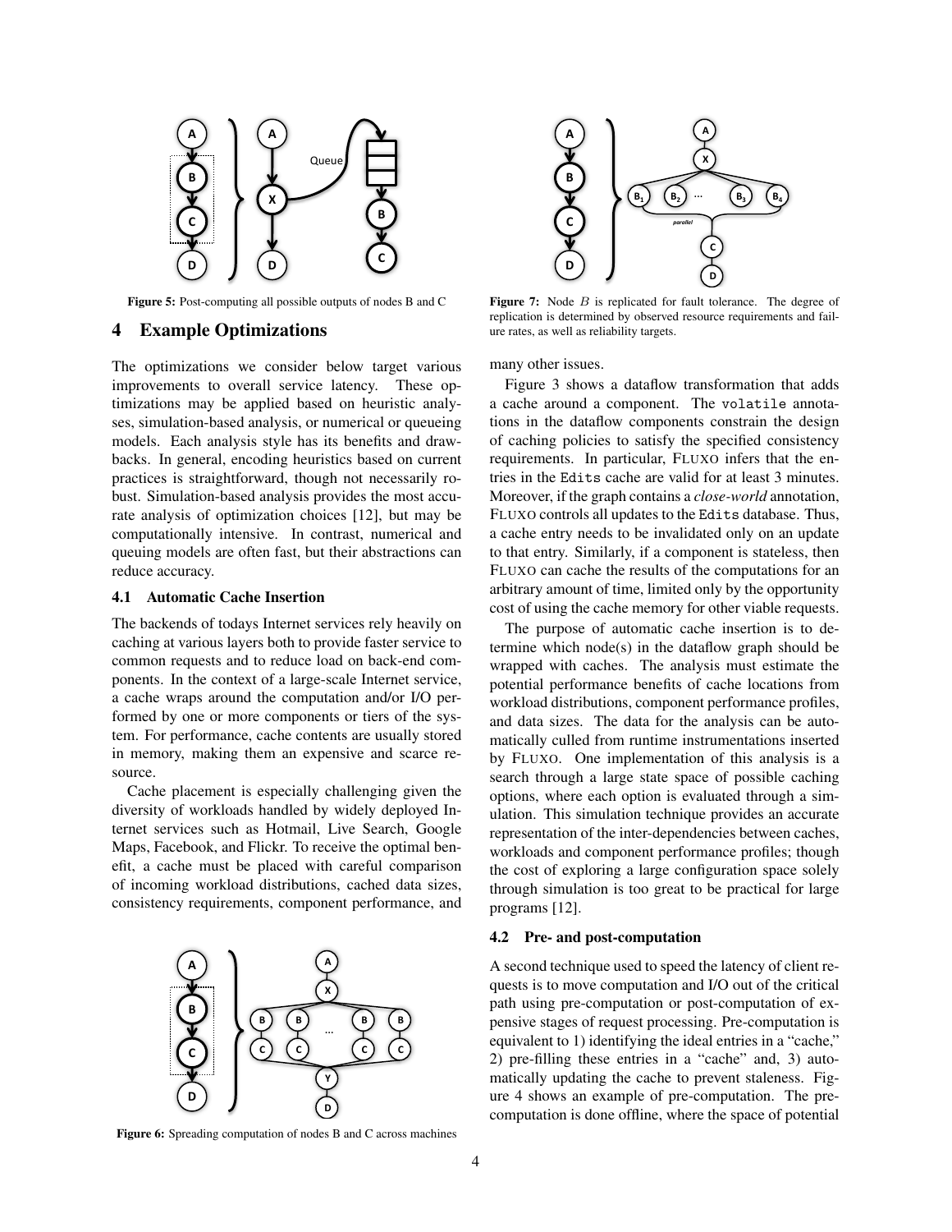Figure 5: Post-computing all possible outputs of nodes B and C

## 4 Example Optimizations

The optimizations we consider below target various improvements to overall service latency. These optimizations may be applied based on heuristic analyses, simulation-based analysis, or numerical or queueing models. Each analysis style has its benefits and drawbacks. In general, encoding heuristics based on current practices is straightforward, though not necessarily robust. Simulation-based analysis provides the most accurate analysis of optimization choices [12], but may be computationally intensive. In contrast, numerical and queuing models are often fast, but their abstractions can reduce accuracy.

### 4.1 Automatic Cache Insertion

The backends of todays Internet services rely heavily on caching at various layers both to provide faster service to common requests and to reduce load on back-end components. In the context of a large-scale Internet service, a cache wraps around the computation and/or I/O performed by one or more components or tiers of the system. For performance, cache contents are usually stored in memory, making them an expensive and scarce resource.

Cache placement is especially challenging given the diversity of workloads handled by widely deployed Internet services such as Hotmail, Live Search, Google Maps, Facebook, and Flickr. To receive the optimal benefit, a cache must be placed with careful comparison of incoming workload distributions, cached data sizes, consistency requirements, component performance, and many other issues.

Figure 6: Spreading computation of nodes B and C across machines

Figure 7: Node $B$ is replicated for fault tolerance. The degree of replication is determined by observed resource requirements and failure rates, as well as reliability targets.

Figure 3 shows a dataflow transformation that adds a cache around a component. The volatile annotations in the dataflow components constrain the design of caching policies to satisfy the specified consistency requirements. In particular, FLUXO infers that the entries in the Edits cache are valid for at least 3 minutes. Moreover, if the graph contains a *close-world* annotation, FLUXO controls all updates to the Edits database. Thus, a cache entry needs to be invalidated only on an update to that entry. Similarly, if a component is stateless, then FLUXO can cache the results of the computations for an arbitrary amount of time, limited only by the opportunity cost of using the cache memory for other viable requests.

The purpose of automatic cache insertion is to determine which node(s) in the dataflow graph should be wrapped with caches. The analysis must estimate the potential performance benefits of cache locations from workload distributions, component performance profiles, and data sizes. The data for the analysis can be automatically culled from runtime instrumentations inserted by FLUXO. One implementation of this analysis is a search through a large state space of possible caching options, where each option is evaluated through a simulation. This simulation technique provides an accurate representation of the inter-dependencies between caches, workloads and component performance profiles; though the cost of exploring a large configuration space solely through simulation is too great to be practical for large programs [12].

### 4.2 Pre- and post-computation

A second technique used to speed the latency of client requests is to move computation and I/O out of the critical path using pre-computation or post-computation of expensive stages of request processing. Pre-computation is equivalent to 1) identifying the ideal entries in a "cache," 2) pre-filling these entries in a "cache" and, 3) automatically updating the cache to prevent staleness. Figure 4 shows an example of pre-computation. The pre-computation is done offline, where the space of potential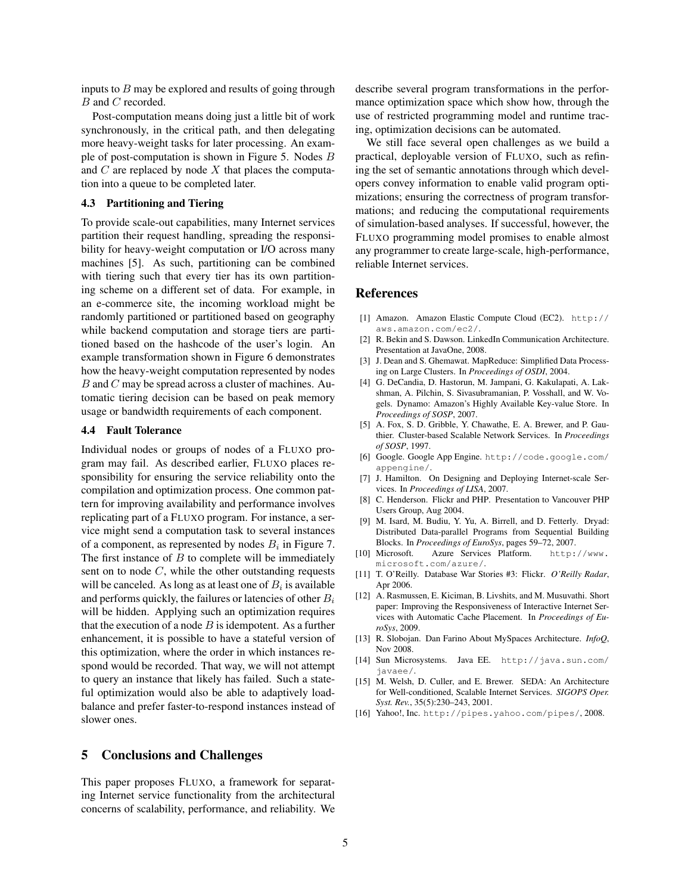inputs to $B$ may be explored and results of going through $B$ and $C$ recorded.

Post-computation means doing just a little bit of work synchronously, in the critical path, and then delegating more heavy-weight tasks for later processing. An example of post-computation is shown in Figure 5. Nodes $B$ and $C$ are replaced by node $X$ that places the computation into a queue to be completed later.

### 4.3 Partitioning and Tiering

To provide scale-out capabilities, many Internet services partition their request handling, spreading the responsibility for heavy-weight computation or I/O across many machines [5]. As such, partitioning can be combined with tiering such that every tier has its own partitioning scheme on a different set of data. For example, in an e-commerce site, the incoming workload might be randomly partitioned or partitioned based on geography while backend computation and storage tiers are partitioned based on the hashcode of the user's login. An example transformation shown in Figure 6 demonstrates how the heavy-weight computation represented by nodes $B$ and $C$ may be spread across a cluster of machines. Automatic tiering decision can be based on peak memory usage or bandwidth requirements of each component.

### 4.4 Fault Tolerance

Individual nodes or groups of nodes of a FLUXO program may fail. As described earlier, FLUXO places responsibility for ensuring the service reliability onto the compilation and optimization process. One common pattern for improving availability and performance involves replicating part of a FLUXO program. For instance, a service might send a computation task to several instances of a component, as represented by nodes $B_i$ in Figure 7. The first instance of $B$ to complete will be immediately sent on to node $C$, while the other outstanding requests will be canceled. As long as at least one of $B_i$ is available and performs quickly, the failures or latencies of other $B_i$ will be hidden. Applying such an optimization requires that the execution of a node $B$ is idempotent. As a further enhancement, it is possible to have a stateful version of this optimization, where the order in which instances respond would be recorded. That way, we will not attempt to query an instance that likely has failed. Such a stateful optimization would also be able to adaptively load-balance and prefer faster-to-respond instances instead of slower ones.

## 5 Conclusions and Challenges

This paper proposes FLUXO, a framework for separating Internet service functionality from the architectural concerns of scalability, performance, and reliability. We describe several program transformations in the performance optimization space which show how, through the use of restricted programming model and runtime tracing, optimization decisions can be automated.

We still face several open challenges as we build a practical, deployable version of FLUXO, such as refining the set of semantic annotations through which developers convey information to enable valid program optimizations; ensuring the correctness of program transformations; and reducing the computational requirements of simulation-based analyses. If successful, however, the FLUXO programming model promises to enable almost any programmer to create large-scale, high-performance, reliable Internet services.

## References

[1] Amazon. Amazon Elastic Compute Cloud (EC2). http://aws.amazon.com/ec2/.

[2] R. Bekin and S. Dawson. LinkedIn Communication Architecture. Presentation at JavaOne, 2008.

[3] J. Dean and S. Ghemawat. MapReduce: Simplified Data Processing on Large Clusters. In *Proceedings of OSDI*, 2004.

[4] G. DeCandia, D. Hastorun, M. Jampani, G. Kakulapati, A. Lakshman, A. Pilchin, S. Sivasubramanian, P. Vosshall, and W. Vogels. Dynamo: Amazon's Highly Available Key-value Store. In *Proceedings of SOSP*, 2007.

[5] A. Fox, S. D. Gribble, Y. Chawathe, E. A. Brewer, and P. Gauthier. Cluster-based Scalable Network Services. In *Proceedings of SOSP*, 1997.

[6] Google. Google App Engine. http://code.google.com/appengine/.

[7] J. Hamilton. On Designing and Deploying Internet-scale Services. In *Proceedings of LISA*, 2007.

[8] C. Henderson. Flickr and PHP. Presentation to Vancouver PHP Users Group, Aug 2004.

[9] M. Isard, M. Budiu, Y. Yu, A. Birrell, and D. Fetterly. Dryad: Distributed Data-parallel Programs from Sequential Building Blocks. In *Proceedings of EuroSys*, pages 59–72, 2007.

[10] Microsoft. Azure Services Platform. http://www.microsoft.com/azure/.

[11] T. O'Reilly. Database War Stories #3: Flickr. *O'Reilly Radar*, Apr 2006.

[12] A. Rasmussen, E. Kiciman, B. Livshits, and M. Musuvathi. Short paper: Improving the Responsiveness of Interactive Internet Services with Automatic Cache Placement. In *Proceedings of EuroSys*, 2009.

[13] R. Slobojan. Dan Farino About MySpaces Architecture. *InfoQ*, Nov 2008.

[14] Sun Microsystems. Java EE. http://java.sun.com/javaee/.

[15] M. Welsh, D. Culler, and E. Brewer. SEDA: An Architecture for Well-conditioned, Scalable Internet Services. *SIGOPS Oper. Syst. Rev.*, 35(5):230–243, 2001.

[16] Yahoo!, Inc. http://pipes.yahoo.com/pipes/, 2008.